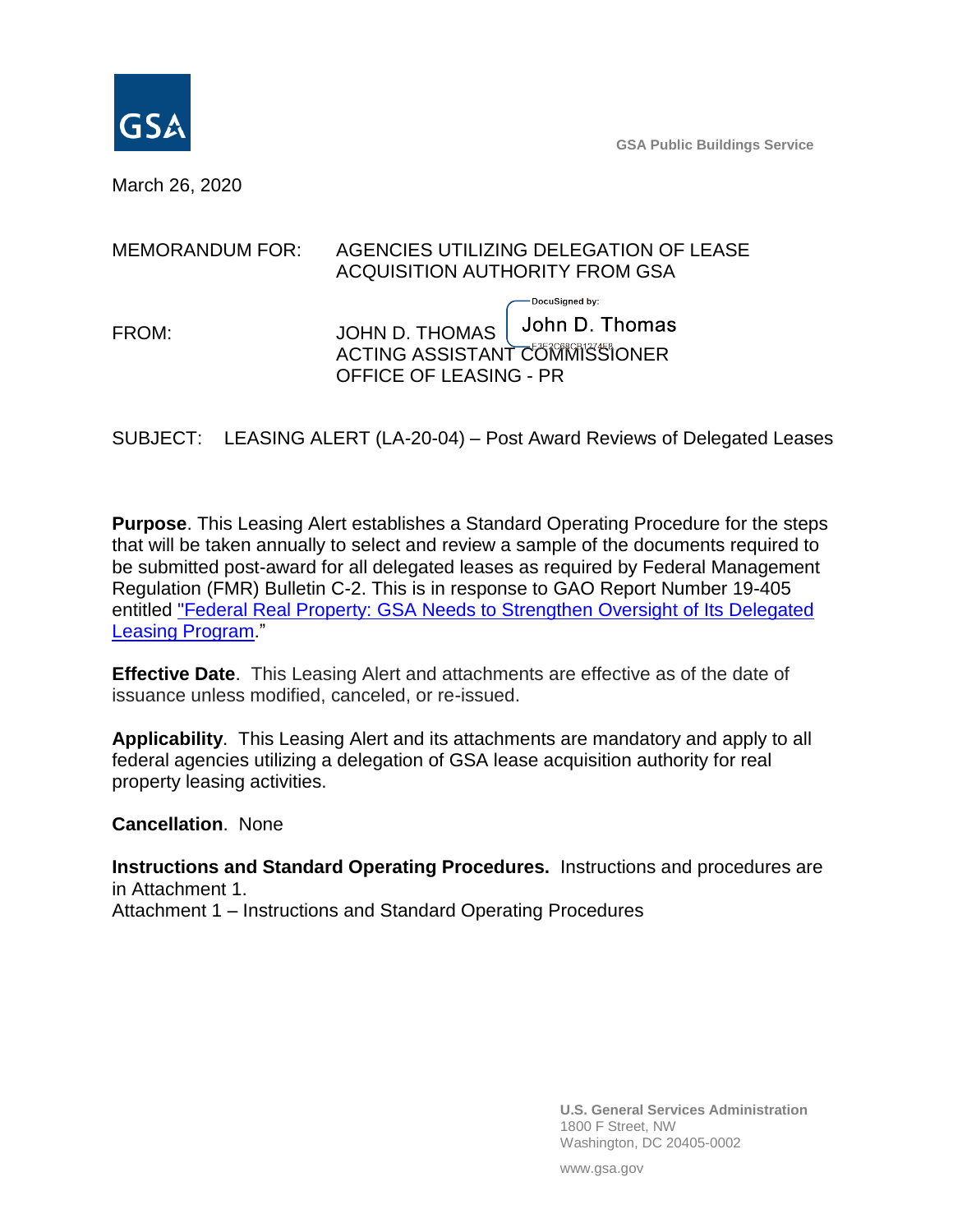GSA

GSA Public Buildings Service

March 26, 2020

MEMORANDUM FOR: AGENCIES UTILIZING DELEGATION OF LEASE ACQUISITION AUTHORITY FROM GSA

FROM: JOHN D. THOMAS
ACTING ASSISTANT COMMISSIONER
OFFICE OF LEASING - PR

DocuSigned by: John D. Thomas

SUBJECT: LEASING ALERT (LA-20-04) – Post Award Reviews of Delegated Leases

**Purpose**. This Leasing Alert establishes a Standard Operating Procedure for the steps that will be taken annually to select and review a sample of the documents required to be submitted post-award for all delegated leases as required by Federal Management Regulation (FMR) Bulletin C-2. This is in response to GAO Report Number 19-405 entitled "Federal Real Property: GSA Needs to Strengthen Oversight of Its Delegated Leasing Program."

**Effective Date**. This Leasing Alert and attachments are effective as of the date of issuance unless modified, canceled, or re-issued.

**Applicability**. This Leasing Alert and its attachments are mandatory and apply to all federal agencies utilizing a delegation of GSA lease acquisition authority for real property leasing activities.

**Cancellation**. None

**Instructions and Standard Operating Procedures.** Instructions and procedures are in Attachment 1.
Attachment 1 – Instructions and Standard Operating Procedures

U.S. General Services Administration
1800 F Street, NW
Washington, DC 20405-0002

www.gsa.gov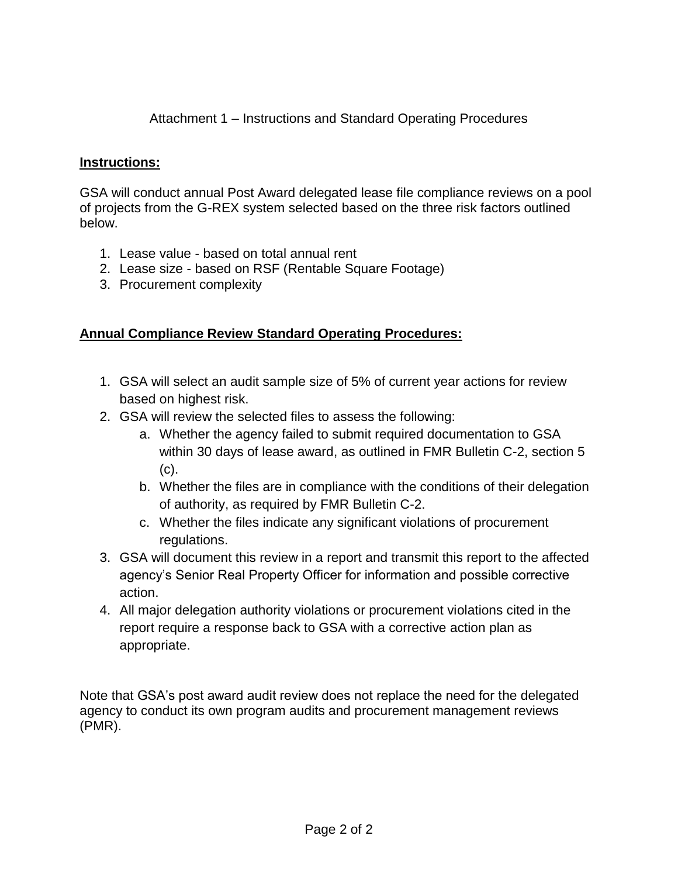Attachment 1 – Instructions and Standard Operating Procedures

**Instructions:**

GSA will conduct annual Post Award delegated lease file compliance reviews on a pool of projects from the G-REX system selected based on the three risk factors outlined below.

1. Lease value - based on total annual rent
2. Lease size - based on RSF (Rentable Square Footage)
3. Procurement complexity

**Annual Compliance Review Standard Operating Procedures:**

1. GSA will select an audit sample size of 5% of current year actions for review based on highest risk.
2. GSA will review the selected files to assess the following:
    a. Whether the agency failed to submit required documentation to GSA within 30 days of lease award, as outlined in FMR Bulletin C-2, section 5 (c).
    b. Whether the files are in compliance with the conditions of their delegation of authority, as required by FMR Bulletin C-2.
    c. Whether the files indicate any significant violations of procurement regulations.
3. GSA will document this review in a report and transmit this report to the affected agency's Senior Real Property Officer for information and possible corrective action.
4. All major delegation authority violations or procurement violations cited in the report require a response back to GSA with a corrective action plan as appropriate.

Note that GSA's post award audit review does not replace the need for the delegated agency to conduct its own program audits and procurement management reviews (PMR).